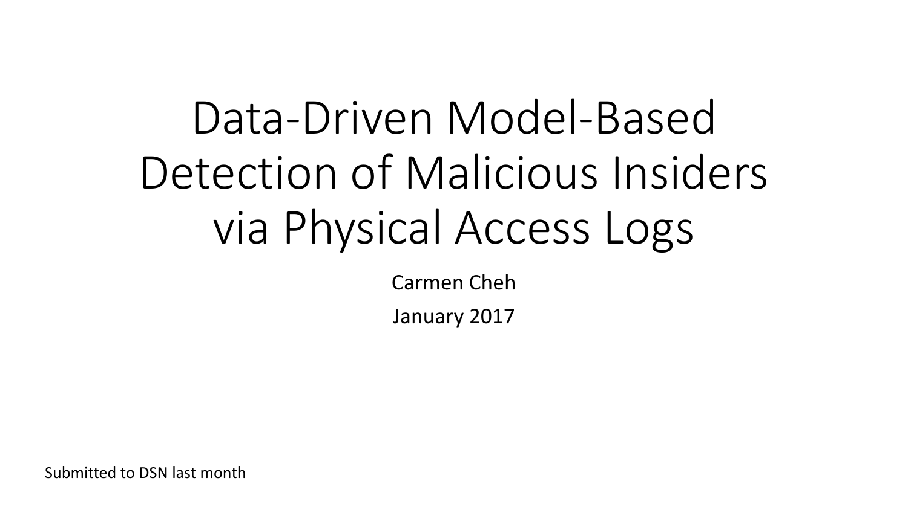# Data-Driven Model-Based Detection of Malicious Insiders via Physical Access Logs

Carmen Cheh

January 2017

Submitted to DSN last month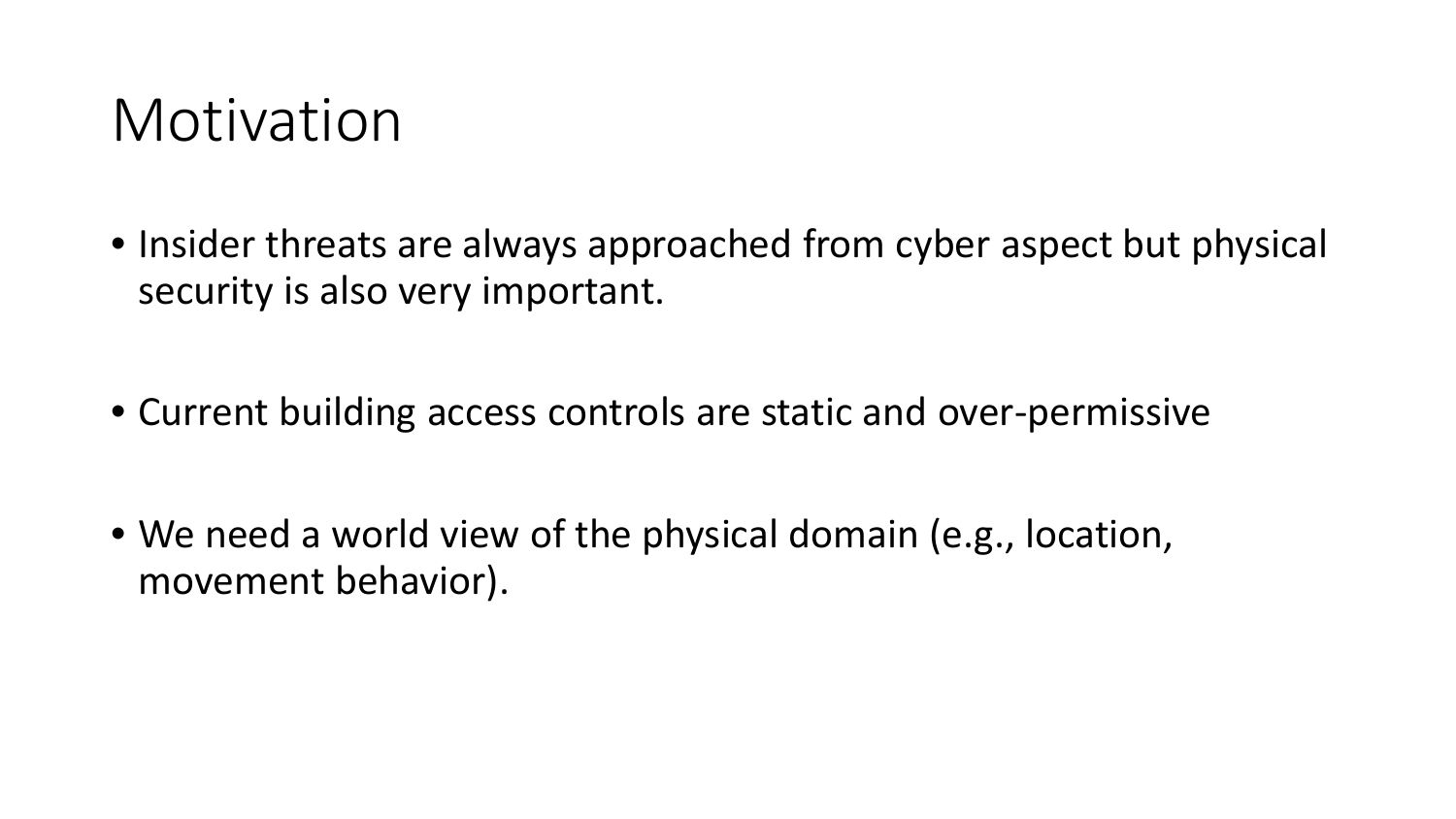# Motivation

- Insider threats are always approached from cyber aspect but physical security is also very important.
- Current building access controls are static and over-permissive
- We need a world view of the physical domain (e.g., location, movement behavior).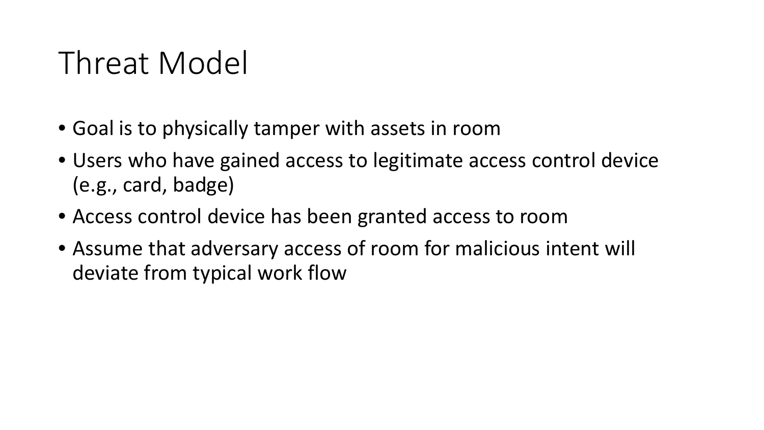# Threat Model

- Goal is to physically tamper with assets in room
- Users who have gained access to legitimate access control device (e.g., card, badge)
- Access control device has been granted access to room
- Assume that adversary access of room for malicious intent will deviate from typical work flow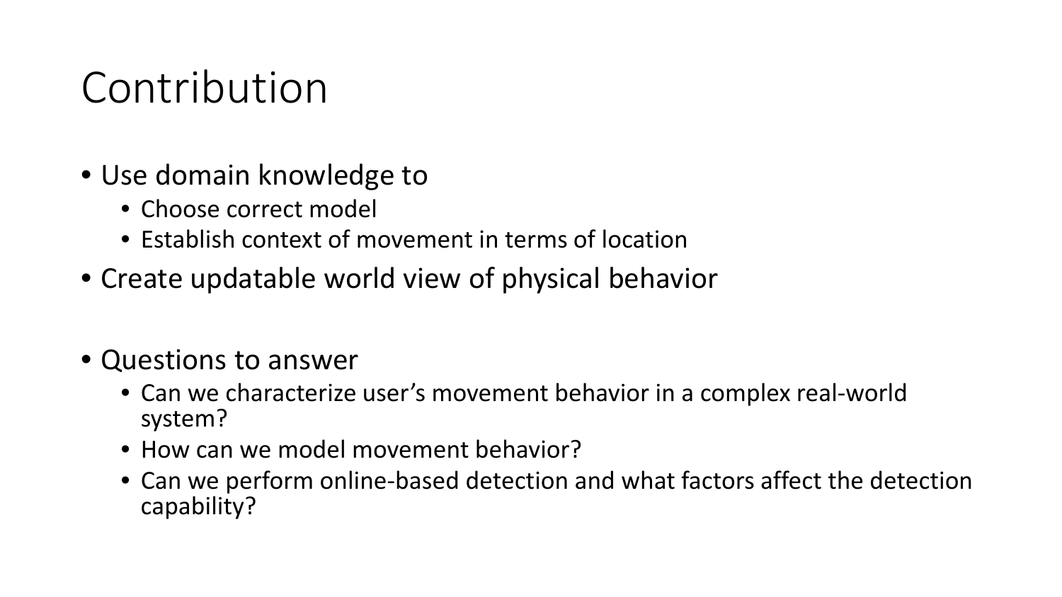# Contribution

- Use domain knowledge to
  - Choose correct model
  - Establish context of movement in terms of location
- Create updatable world view of physical behavior

- Questions to answer
  - Can we characterize user's movement behavior in a complex real-world system?
  - How can we model movement behavior?
  - Can we perform online-based detection and what factors affect the detection capability?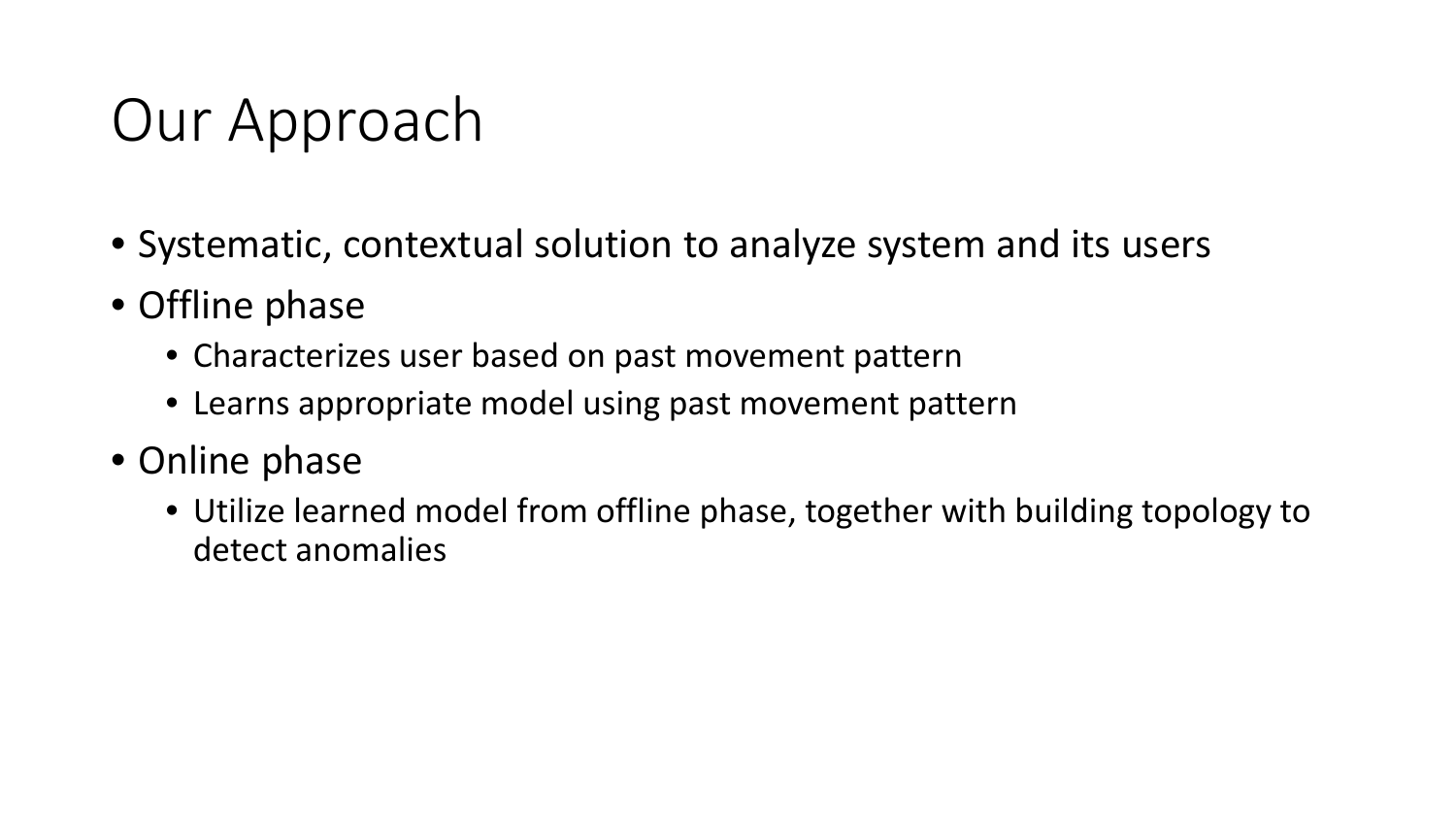# Our Approach

- Systematic, contextual solution to analyze system and its users
- Offline phase
  - Characterizes user based on past movement pattern
  - Learns appropriate model using past movement pattern
- Online phase
  - Utilize learned model from offline phase, together with building topology to detect anomalies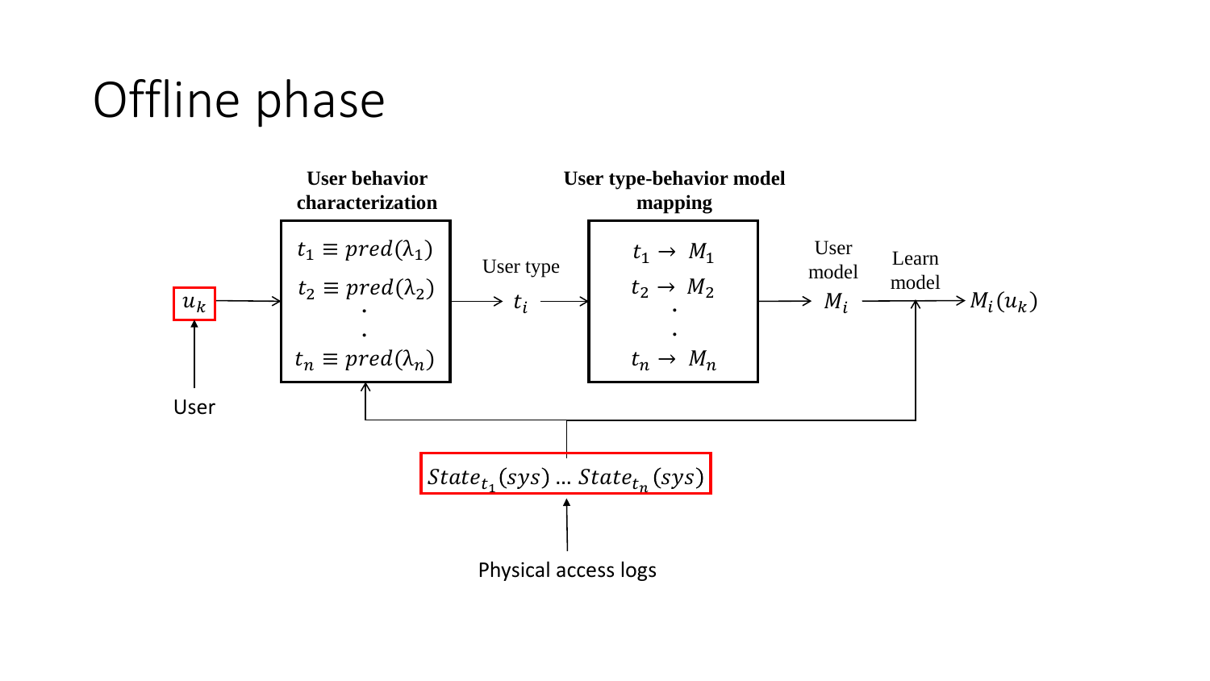# Offline phase

**User behavior characterization**

$t_1 \equiv pred(\lambda_1)$

$t_2 \equiv pred(\lambda_2)$

.

.

$t_n \equiv pred(\lambda_n)$

**User type-behavior model mapping**

$t_1 \rightarrow M_1$

$t_2 \rightarrow M_2$

.

.

$t_n \rightarrow M_n$

$u_k$

User

User type $t_i$

User model $M_i$

Learn model

$M_i(u_k)$

$State_{t_1}(sys) \ldots State_{t_n}(sys)$

Physical access logs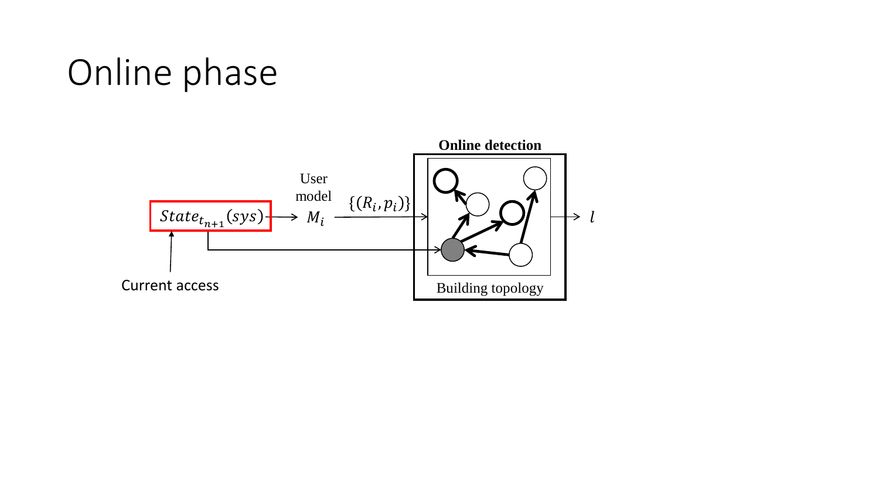# Online phase

**Online detection**

User model

$State_{t_{n+1}}(sys)$ → $M_i$ → $\{(R_i, p_i)\}$ → → $l$

Current access

Building topology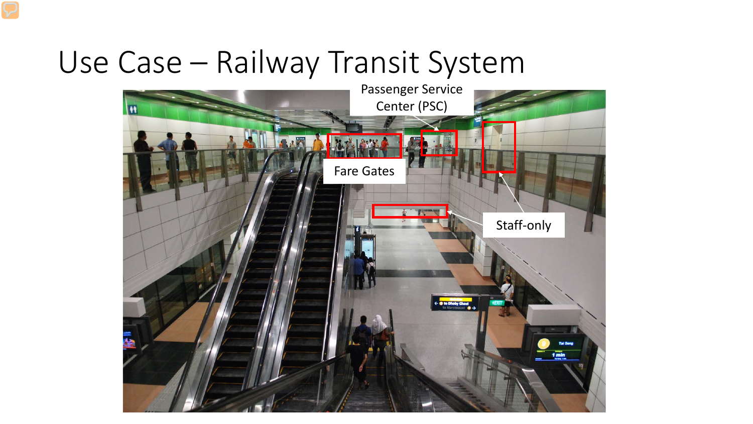# Use Case – Railway Transit System

Passenger Service Center (PSC)

Fare Gates

Staff-only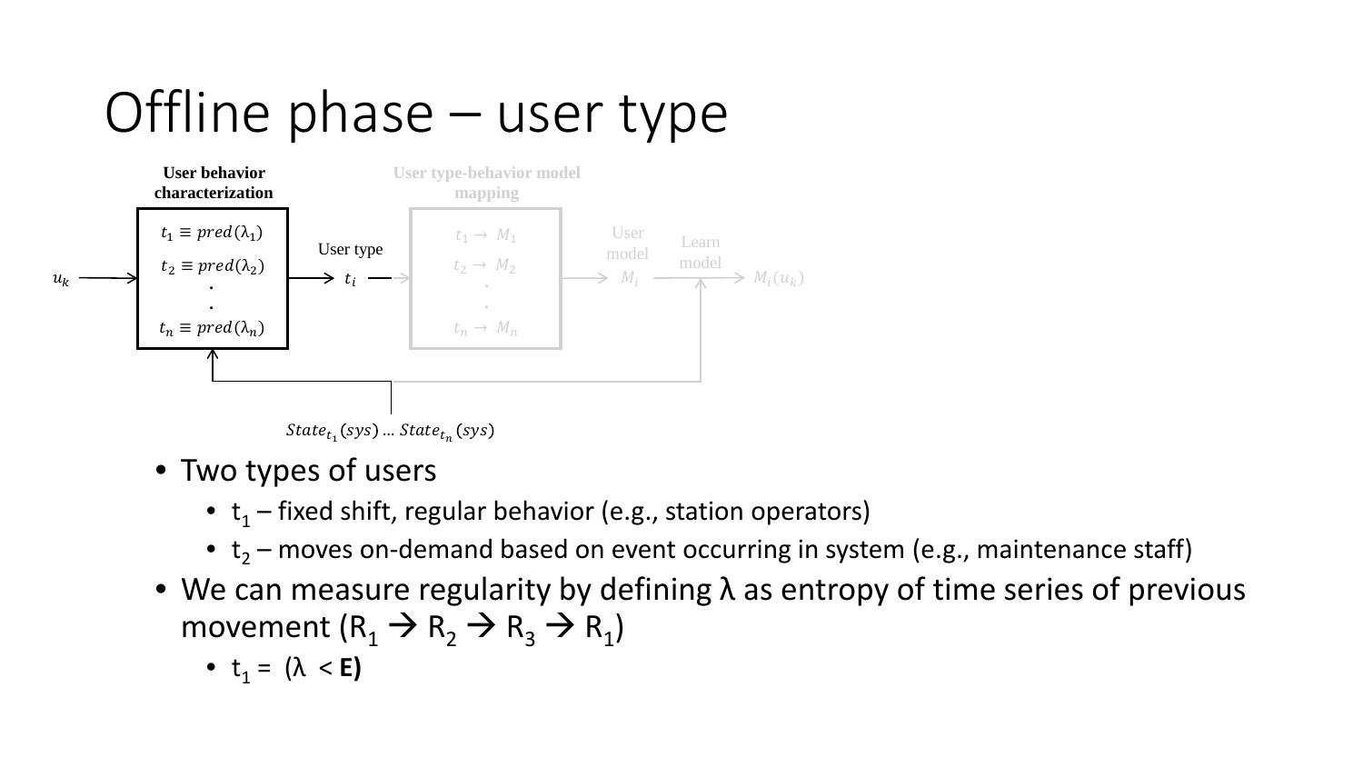# Offline phase – user type

**User behavior characterization**

$t_1 \equiv pred(\lambda_1)$

$t_2 \equiv pred(\lambda_2)$

.

.

$t_n \equiv pred(\lambda_n)$

$u_k$ → User type $t_i$

User type-behavior model mapping

$t_1 \rightarrow M_1$

$t_2 \rightarrow M_2$

.

.

$t_n \rightarrow M_n$

User model $M_i$ → Learn model → $M_i(u_k)$

$State_{t_1}(sys) \dots State_{t_n}(sys)$

- Two types of users
  - $t_1$ – fixed shift, regular behavior (e.g., station operators)
  - $t_2$ – moves on-demand based on event occurring in system (e.g., maintenance staff)
- We can measure regularity by defining λ as entropy of time series of previous movement ($R_1 \rightarrow R_2 \rightarrow R_3 \rightarrow R_1$)
  - $t_1$ = (λ < **E)**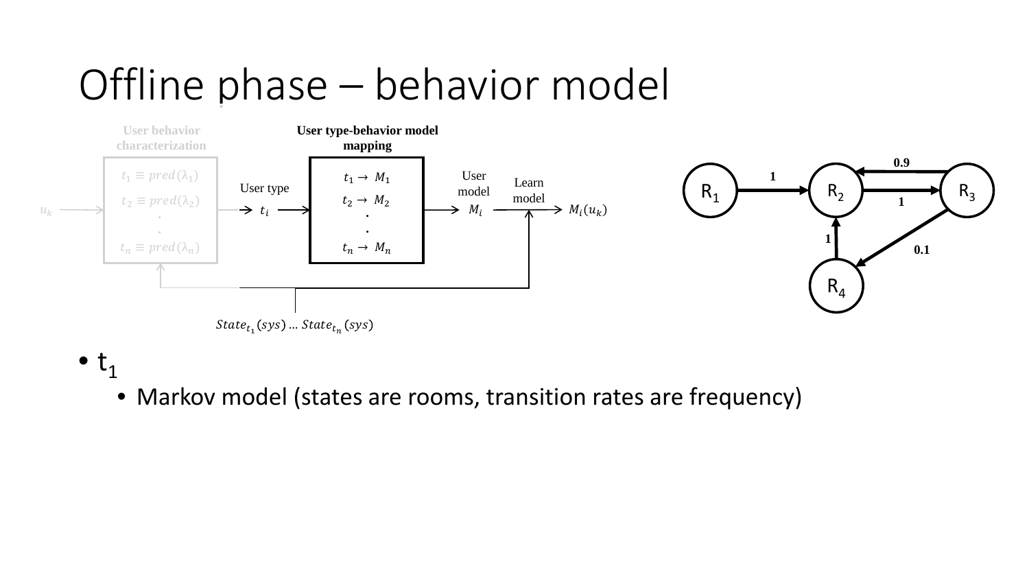# Offline phase – behavior model

User behavior characterization

$t_1 \equiv pred(\lambda_1)$

$t_2 \equiv pred(\lambda_2)$

.

.

$t_n \equiv pred(\lambda_n)$

$u_k$

User type

$t_i$

User type-behavior model mapping

$t_1 \rightarrow M_1$

$t_2 \rightarrow M_2$

.

.

$t_n \rightarrow M_n$

User model

$M_i$

Learn model

$M_i(u_k)$

$State_{t_1}(sys) \dots State_{t_n}(sys)$

R1, R2, R3, R4

1, 0.9, 1, 1, 0.1

- $t_1$
  - Markov model (states are rooms, transition rates are frequency)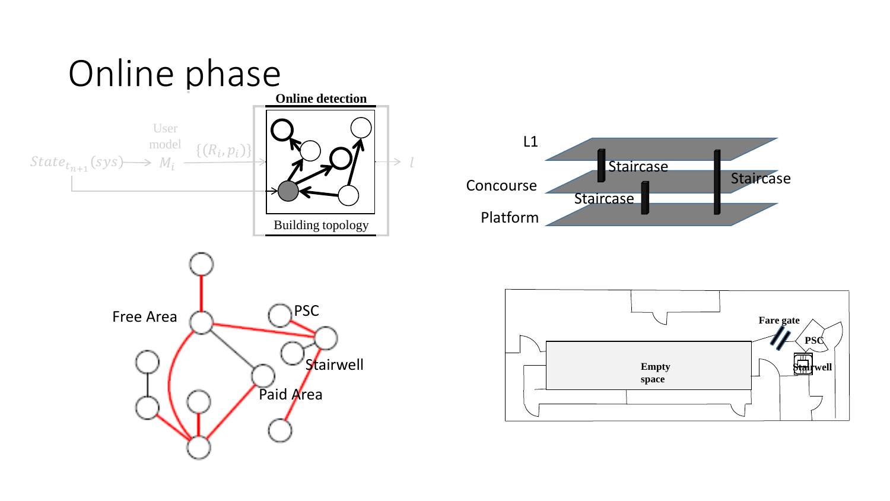# Online phase

**Online detection**

$State_{t_{n+1}}(sys)$ → User model $M_i$ → $\{(R_i, p_i)\}$ → Building topology → $l$

L1

Concourse

Platform

Staircase

Staircase

Staircase

Free Area

PSC

Stairwell

Paid Area

Fare gate

PSC

Stairwell

Empty space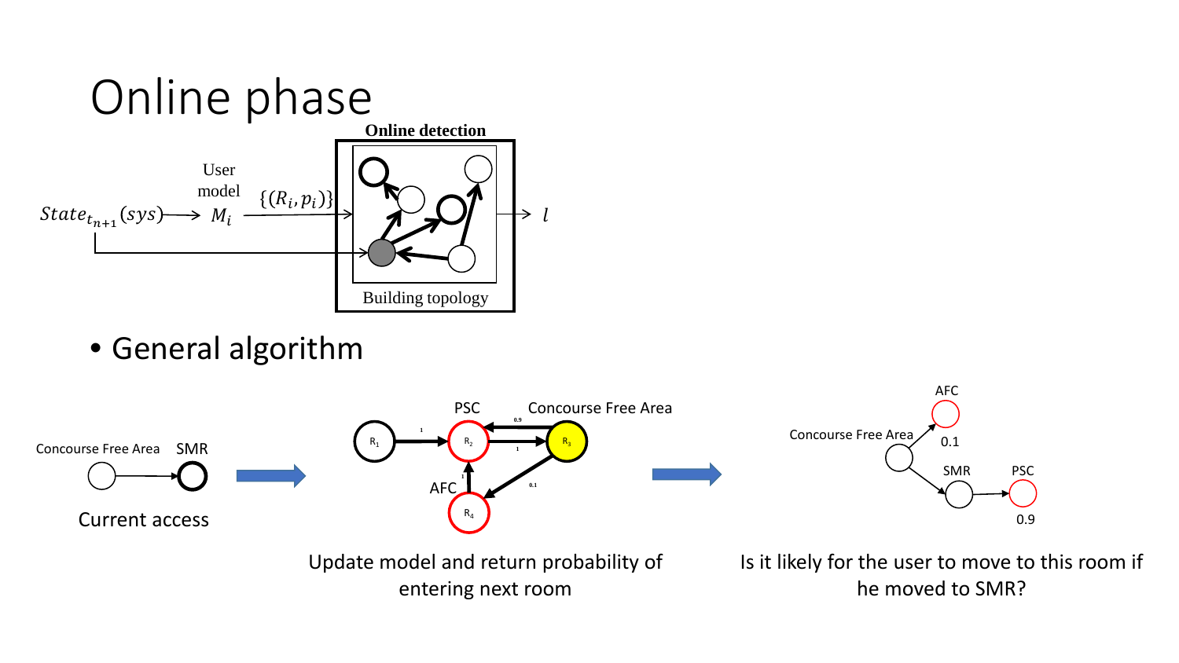# Online phase

**Online detection**

$State_{t_{n+1}}(sys)$ → User model $M_i$ → $\{(R_i, p_i)\}$ → Building topology → $l$

- General algorithm

Concourse Free Area → SMR

Current access

Update model and return probability of entering next room

Is it likely for the user to move to this room if he moved to SMR?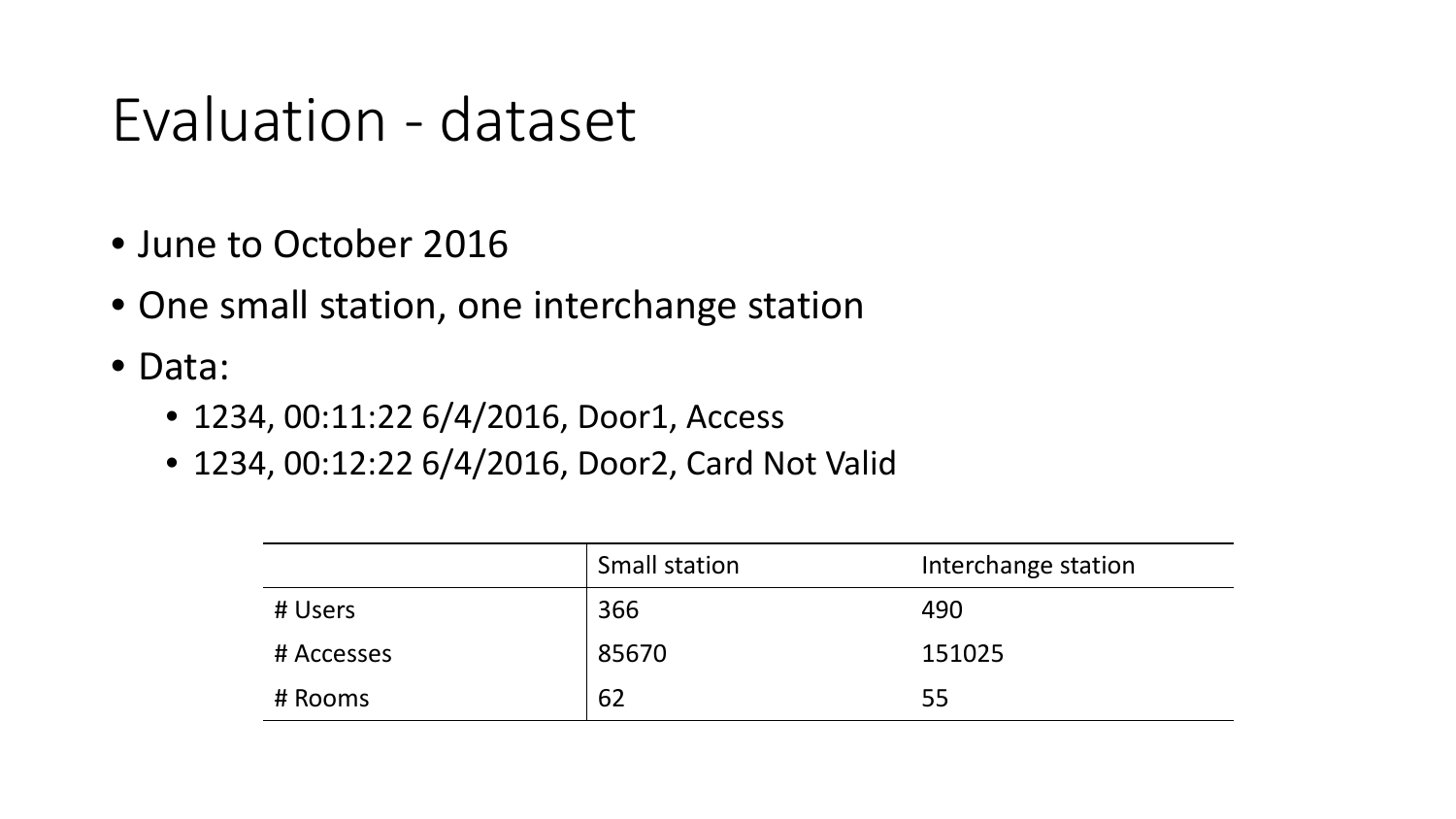# Evaluation - dataset

- June to October 2016
- One small station, one interchange station
- Data:
  - 1234, 00:11:22 6/4/2016, Door1, Access
  - 1234, 00:12:22 6/4/2016, Door2, Card Not Valid

| | Small station | Interchange station |
|---|---|---|
| # Users | 366 | 490 |
| # Accesses | 85670 | 151025 |
| # Rooms | 62 | 55 |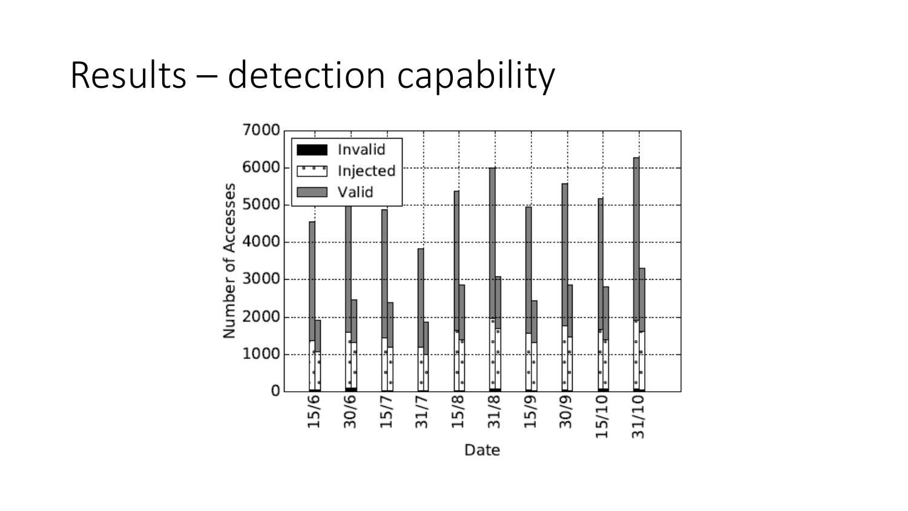# Results – detection capability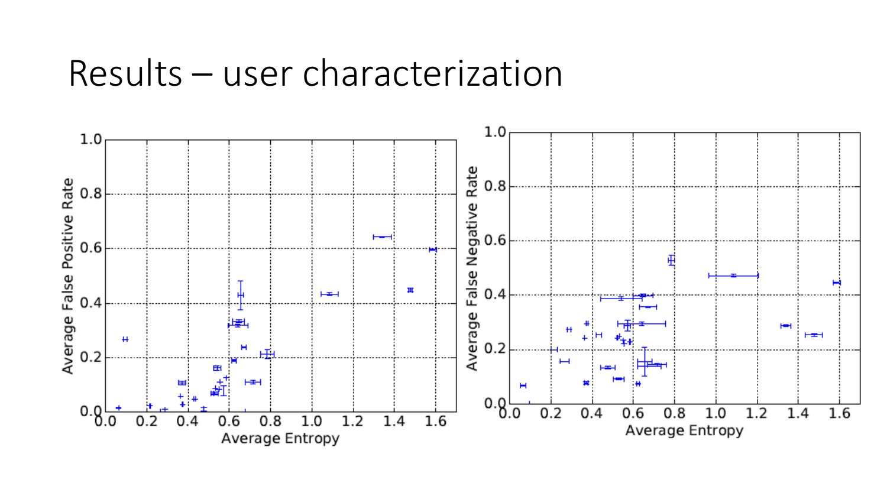# Results – user characterization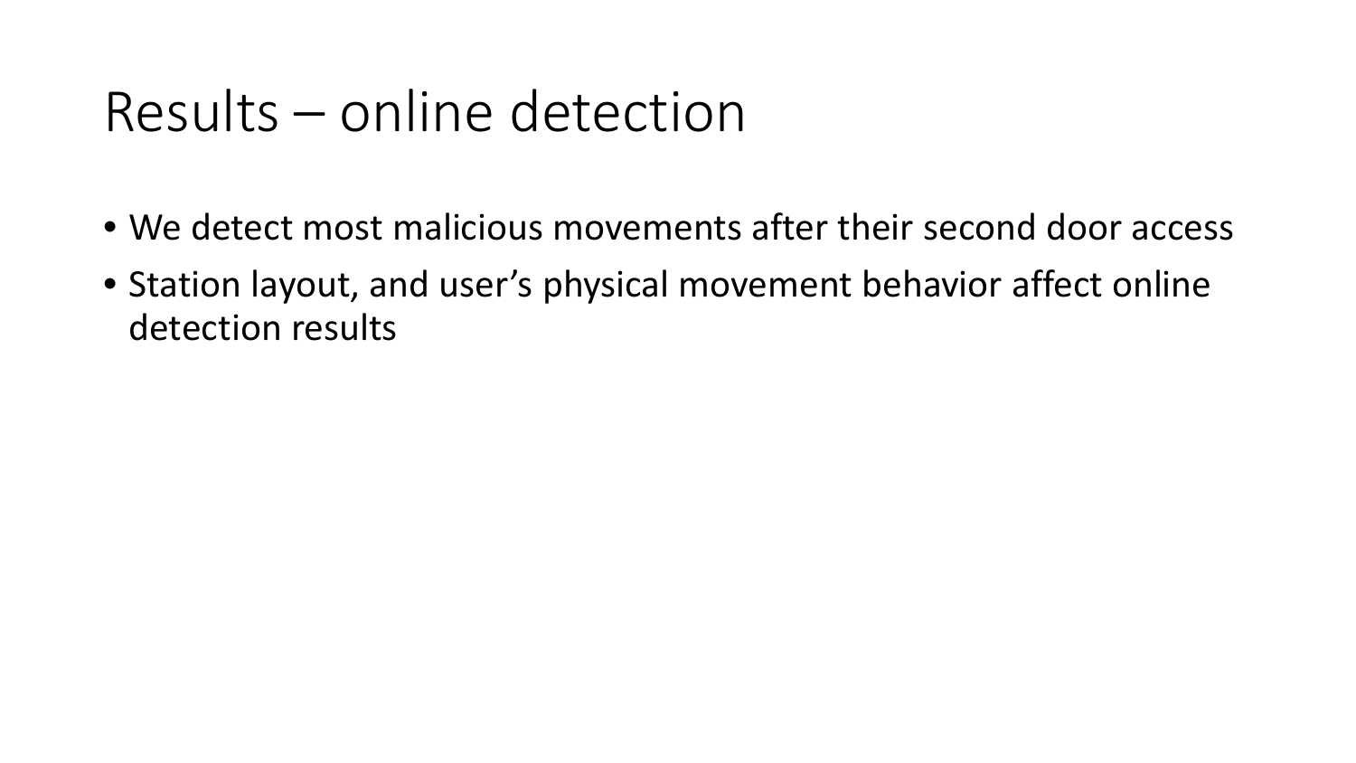# Results – online detection

- We detect most malicious movements after their second door access
- Station layout, and user’s physical movement behavior affect online detection results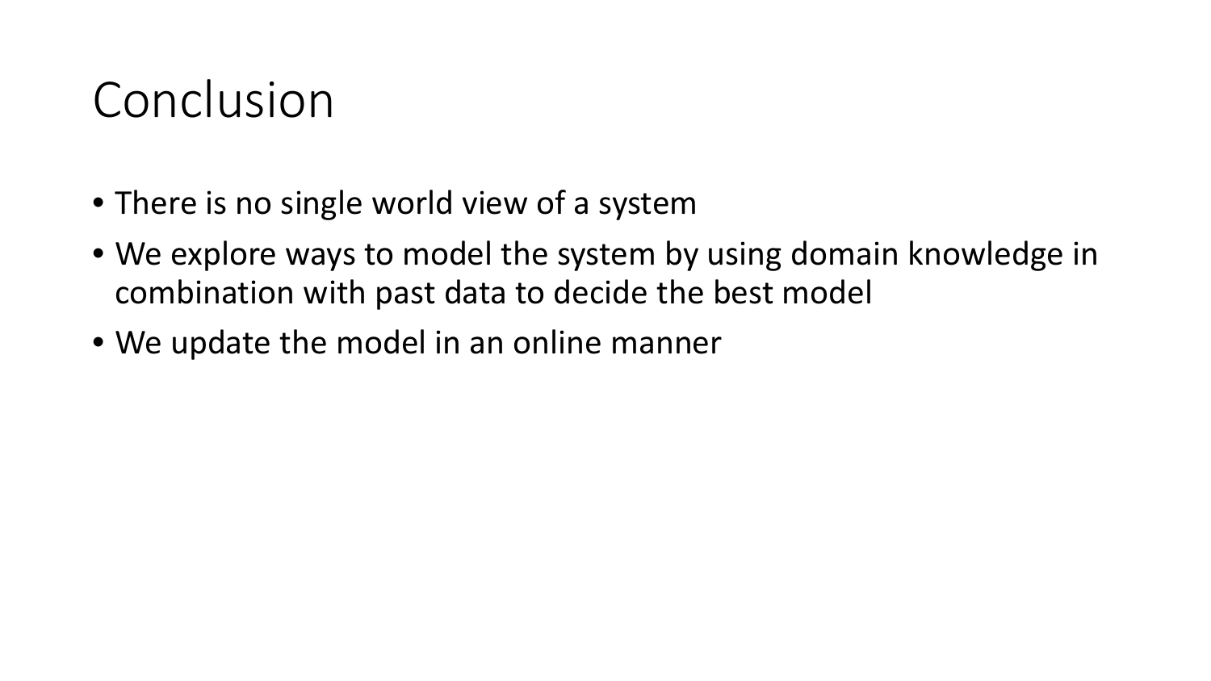# Conclusion

- There is no single world view of a system
- We explore ways to model the system by using domain knowledge in combination with past data to decide the best model
- We update the model in an online manner